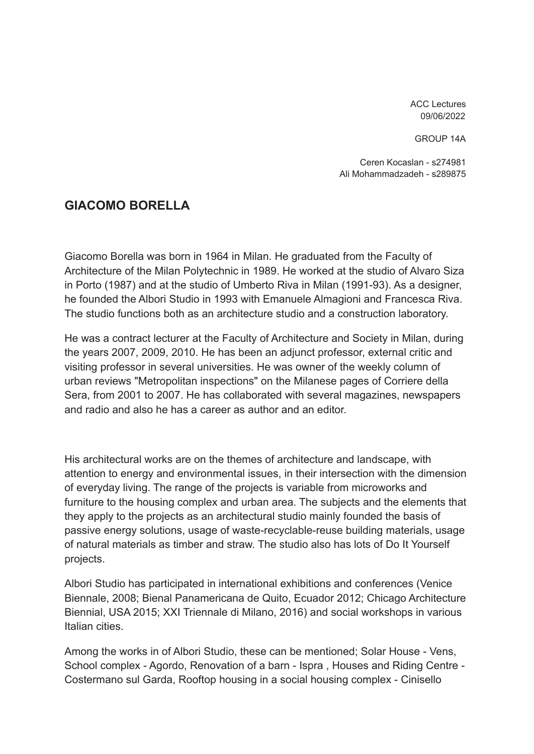ACC Lectures
09/06/2022

GROUP 14A

Ceren Kocaslan - s274981
Ali Mohammadzadeh - s289875

## GIACOMO BORELLA

Giacomo Borella was born in 1964 in Milan. He graduated from the Faculty of Architecture of the Milan Polytechnic in 1989. He worked at the studio of Alvaro Siza in Porto (1987) and at the studio of Umberto Riva in Milan (1991-93). As a designer, he founded the Albori Studio in 1993 with Emanuele Almagioni and Francesca Riva. The studio functions both as an architecture studio and a construction laboratory.

He was a contract lecturer at the Faculty of Architecture and Society in Milan, during the years 2007, 2009, 2010. He has been an adjunct professor, external critic and visiting professor in several universities. He was owner of the weekly column of urban reviews "Metropolitan inspections" on the Milanese pages of Corriere della Sera, from 2001 to 2007. He has collaborated with several magazines, newspapers and radio and also he has a career as author and an editor.

His architectural works are on the themes of architecture and landscape, with attention to energy and environmental issues, in their intersection with the dimension of everyday living. The range of the projects is variable from microworks and furniture to the housing complex and urban area. The subjects and the elements that they apply to the projects as an architectural studio mainly founded the basis of passive energy solutions, usage of waste-recyclable-reuse building materials, usage of natural materials as timber and straw. The studio also has lots of Do It Yourself projects.

Albori Studio has participated in international exhibitions and conferences (Venice Biennale, 2008; Bienal Panamericana de Quito, Ecuador 2012; Chicago Architecture Biennial, USA 2015; XXI Triennale di Milano, 2016) and social workshops in various Italian cities.

Among the works in of Albori Studio, these can be mentioned; Solar House - Vens, School complex - Agordo, Renovation of a barn - Ispra , Houses and Riding Centre - Costermano sul Garda, Rooftop housing in a social housing complex - Cinisello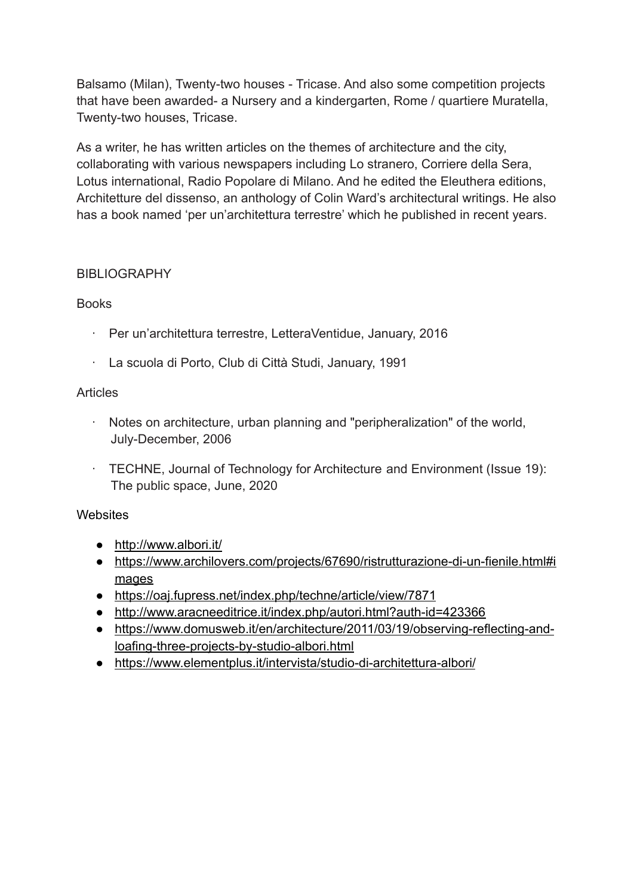Balsamo (Milan), Twenty-two houses - Tricase. And also some competition projects that have been awarded- a Nursery and a kindergarten, Rome / quartiere Muratella, Twenty-two houses, Tricase.

As a writer, he has written articles on the themes of architecture and the city, collaborating with various newspapers including Lo stranero, Corriere della Sera, Lotus international, Radio Popolare di Milano. And he edited the Eleuthera editions, Architetture del dissenso, an anthology of Colin Ward's architectural writings. He also has a book named 'per un'architettura terrestre' which he published in recent years.

## BIBLIOGRAPHY

### Books

- Per un'architettura terrestre, LetteraVentidue, January, 2016
- La scuola di Porto, Club di Città Studi, January, 1991

### Articles

- Notes on architecture, urban planning and "peripheralization" of the world, July-December, 2006
- TECHNE, Journal of Technology for Architecture and Environment (Issue 19): The public space, June, 2020

### Websites

- http://www.albori.it/
- https://www.archilovers.com/projects/67690/ristrutturazione-di-un-fienile.html#images
- https://oaj.fupress.net/index.php/techne/article/view/7871
- http://www.aracneeditrice.it/index.php/autori.html?auth-id=423366
- https://www.domusweb.it/en/architecture/2011/03/19/observing-reflecting-and-loafing-three-projects-by-studio-albori.html
- https://www.elementplus.it/intervista/studio-di-architettura-albori/